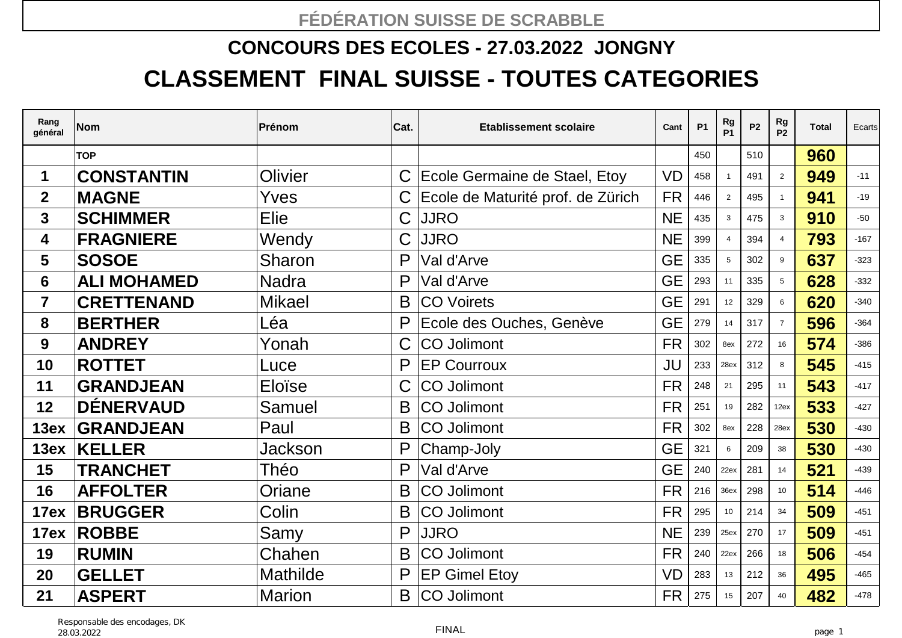# FÉDÉRATION SUISSE DE SCRABBLE

## CONCOURS DES ECOLES - 27.03.2022 JONGNY

## CLASSEMENT FINAL SUISSE - TOUTES CATEGORIES

| Rang général | Nom | Prénom | Cat. | Etablissement scolaire | Cant | P1 | Rg P1 | P2 | Rg P2 | Total | Ecarts |
|---|---|---|---|---|---|---|---|---|---|---|---|
| | TOP | | | | | 450 | | 510 | | 960 | |
| 1 | CONSTANTIN | Olivier | C | Ecole Germaine de Stael, Etoy | VD | 458 | 1 | 491 | 2 | 949 | -11 |
| 2 | MAGNE | Yves | C | Ecole de Maturité prof. de Zürich | FR | 446 | 2 | 495 | 1 | 941 | -19 |
| 3 | SCHIMMER | Elie | C | JJRO | NE | 435 | 3 | 475 | 3 | 910 | -50 |
| 4 | FRAGNIERE | Wendy | C | JJRO | NE | 399 | 4 | 394 | 4 | 793 | -167 |
| 5 | SOSOE | Sharon | P | Val d'Arve | GE | 335 | 5 | 302 | 9 | 637 | -323 |
| 6 | ALI MOHAMED | Nadra | P | Val d'Arve | GE | 293 | 11 | 335 | 5 | 628 | -332 |
| 7 | CRETTENAND | Mikael | B | CO Voirets | GE | 291 | 12 | 329 | 6 | 620 | -340 |
| 8 | BERTHER | Léa | P | Ecole des Ouches, Genève | GE | 279 | 14 | 317 | 7 | 596 | -364 |
| 9 | ANDREY | Yonah | C | CO Jolimont | FR | 302 | 8ex | 272 | 16 | 574 | -386 |
| 10 | ROTTET | Luce | P | EP Courroux | JU | 233 | 28ex | 312 | 8 | 545 | -415 |
| 11 | GRANDJEAN | Eloïse | C | CO Jolimont | FR | 248 | 21 | 295 | 11 | 543 | -417 |
| 12 | DÉNERVAUD | Samuel | B | CO Jolimont | FR | 251 | 19 | 282 | 12ex | 533 | -427 |
| 13ex | GRANDJEAN | Paul | B | CO Jolimont | FR | 302 | 8ex | 228 | 28ex | 530 | -430 |
| 13ex | KELLER | Jackson | P | Champ-Joly | GE | 321 | 6 | 209 | 38 | 530 | -430 |
| 15 | TRANCHET | Théo | P | Val d'Arve | GE | 240 | 22ex | 281 | 14 | 521 | -439 |
| 16 | AFFOLTER | Oriane | B | CO Jolimont | FR | 216 | 36ex | 298 | 10 | 514 | -446 |
| 17ex | BRUGGER | Colin | B | CO Jolimont | FR | 295 | 10 | 214 | 34 | 509 | -451 |
| 17ex | ROBBE | Samy | P | JJRO | NE | 239 | 25ex | 270 | 17 | 509 | -451 |
| 19 | RUMIN | Chahen | B | CO Jolimont | FR | 240 | 22ex | 266 | 18 | 506 | -454 |
| 20 | GELLET | Mathilde | P | EP Gimel Etoy | VD | 283 | 13 | 212 | 36 | 495 | -465 |
| 21 | ASPERT | Marion | B | CO Jolimont | FR | 275 | 15 | 207 | 40 | 482 | -478 |

Responsable des encodages, DK
28.03.2022

FINAL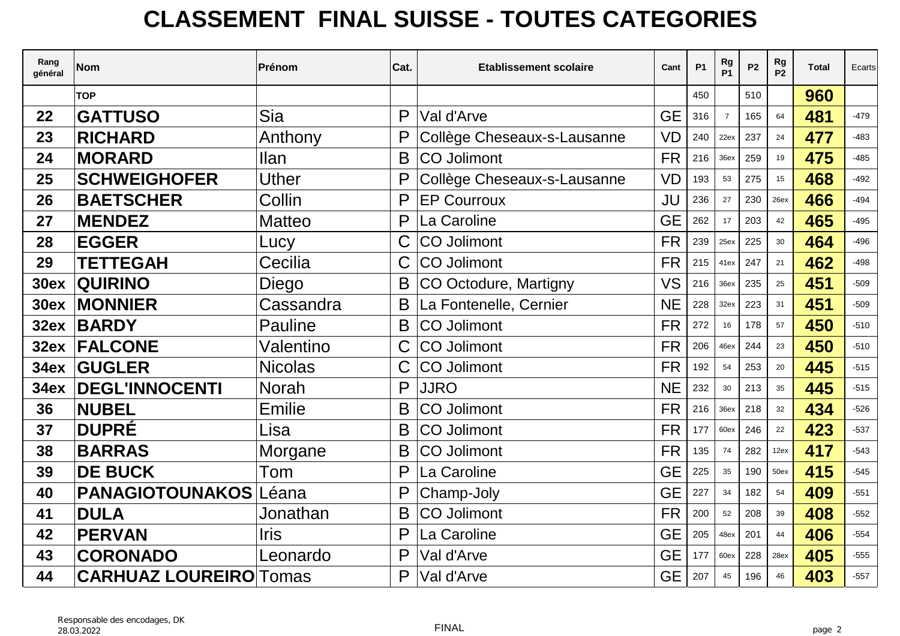# CLASSEMENT FINAL SUISSE - TOUTES CATEGORIES

| Rang général | Nom | Prénom | Cat. | Etablissement scolaire | Cant | P1 | Rg P1 | P2 | Rg P2 | Total | Ecarts |
|---|---|---|---|---|---|---|---|---|---|---|---|
| | TOP | | | | | 450 | | 510 | | 960 | |
| 22 | GATTUSO | Sia | P | Val d'Arve | GE | 316 | 7 | 165 | 64 | 481 | -479 |
| 23 | RICHARD | Anthony | P | Collège Cheseaux-s-Lausanne | VD | 240 | 22ex | 237 | 24 | 477 | -483 |
| 24 | MORARD | Ilan | B | CO Jolimont | FR | 216 | 36ex | 259 | 19 | 475 | -485 |
| 25 | SCHWEIGHOFER | Uther | P | Collège Cheseaux-s-Lausanne | VD | 193 | 53 | 275 | 15 | 468 | -492 |
| 26 | BAETSCHER | Collin | P | EP Courroux | JU | 236 | 27 | 230 | 26ex | 466 | -494 |
| 27 | MENDEZ | Matteo | P | La Caroline | GE | 262 | 17 | 203 | 42 | 465 | -495 |
| 28 | EGGER | Lucy | C | CO Jolimont | FR | 239 | 25ex | 225 | 30 | 464 | -496 |
| 29 | TETTEGAH | Cecilia | C | CO Jolimont | FR | 215 | 41ex | 247 | 21 | 462 | -498 |
| 30ex | QUIRINO | Diego | B | CO Octodure, Martigny | VS | 216 | 36ex | 235 | 25 | 451 | -509 |
| 30ex | MONNIER | Cassandra | B | La Fontenelle, Cernier | NE | 228 | 32ex | 223 | 31 | 451 | -509 |
| 32ex | BARDY | Pauline | B | CO Jolimont | FR | 272 | 16 | 178 | 57 | 450 | -510 |
| 32ex | FALCONE | Valentino | C | CO Jolimont | FR | 206 | 46ex | 244 | 23 | 450 | -510 |
| 34ex | GUGLER | Nicolas | C | CO Jolimont | FR | 192 | 54 | 253 | 20 | 445 | -515 |
| 34ex | DEGL'INNOCENTI | Norah | P | JJRO | NE | 232 | 30 | 213 | 35 | 445 | -515 |
| 36 | NUBEL | Emilie | B | CO Jolimont | FR | 216 | 36ex | 218 | 32 | 434 | -526 |
| 37 | DUPRÉ | Lisa | B | CO Jolimont | FR | 177 | 60ex | 246 | 22 | 423 | -537 |
| 38 | BARRAS | Morgane | B | CO Jolimont | FR | 135 | 74 | 282 | 12ex | 417 | -543 |
| 39 | DE BUCK | Tom | P | La Caroline | GE | 225 | 35 | 190 | 50ex | 415 | -545 |
| 40 | PANAGIOTOUNAKOS | Léana | P | Champ-Joly | GE | 227 | 34 | 182 | 54 | 409 | -551 |
| 41 | DULA | Jonathan | B | CO Jolimont | FR | 200 | 52 | 208 | 39 | 408 | -552 |
| 42 | PERVAN | Iris | P | La Caroline | GE | 205 | 48ex | 201 | 44 | 406 | -554 |
| 43 | CORONADO | Leonardo | P | Val d'Arve | GE | 177 | 60ex | 228 | 28ex | 405 | -555 |
| 44 | CARHUAZ LOUREIRO | Tomas | P | Val d'Arve | GE | 207 | 45 | 196 | 46 | 403 | -557 |

Responsable des encodages, DK
28.03.2022

FINAL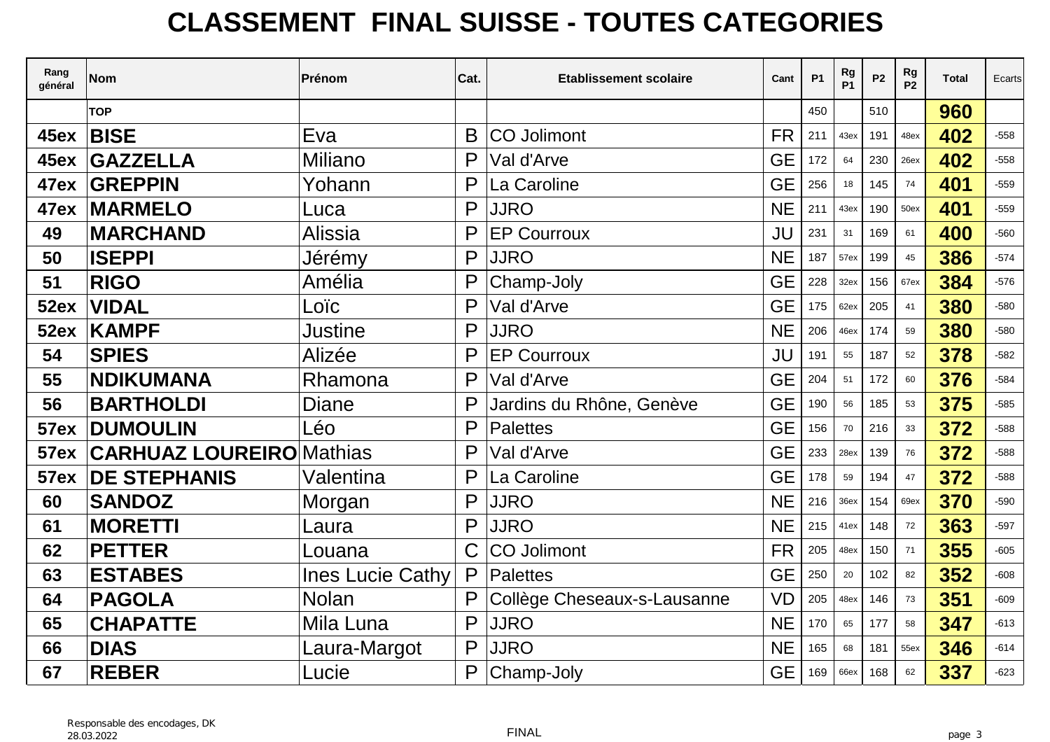# CLASSEMENT FINAL SUISSE - TOUTES CATEGORIES

| Rang général | Nom | Prénom | Cat. | Etablissement scolaire | Cant | P1 | Rg P1 | P2 | Rg P2 | Total | Ecarts |
|---|---|---|---|---|---|---|---|---|---|---|---|
| | TOP | | | | | 450 | | 510 | | 960 | |
| 45ex | BISE | Eva | B | CO Jolimont | FR | 211 | 43ex | 191 | 48ex | 402 | -558 |
| 45ex | GAZZELLA | Miliano | P | Val d'Arve | GE | 172 | 64 | 230 | 26ex | 402 | -558 |
| 47ex | GREPPIN | Yohann | P | La Caroline | GE | 256 | 18 | 145 | 74 | 401 | -559 |
| 47ex | MARMELO | Luca | P | JJRO | NE | 211 | 43ex | 190 | 50ex | 401 | -559 |
| 49 | MARCHAND | Alissia | P | EP Courroux | JU | 231 | 31 | 169 | 61 | 400 | -560 |
| 50 | ISEPPI | Jérémy | P | JJRO | NE | 187 | 57ex | 199 | 45 | 386 | -574 |
| 51 | RIGO | Amélia | P | Champ-Joly | GE | 228 | 32ex | 156 | 67ex | 384 | -576 |
| 52ex | VIDAL | Loïc | P | Val d'Arve | GE | 175 | 62ex | 205 | 41 | 380 | -580 |
| 52ex | KAMPF | Justine | P | JJRO | NE | 206 | 46ex | 174 | 59 | 380 | -580 |
| 54 | SPIES | Alizée | P | EP Courroux | JU | 191 | 55 | 187 | 52 | 378 | -582 |
| 55 | NDIKUMANA | Rhamona | P | Val d'Arve | GE | 204 | 51 | 172 | 60 | 376 | -584 |
| 56 | BARTHOLDI | Diane | P | Jardins du Rhône, Genève | GE | 190 | 56 | 185 | 53 | 375 | -585 |
| 57ex | DUMOULIN | Léo | P | Palettes | GE | 156 | 70 | 216 | 33 | 372 | -588 |
| 57ex | CARHUAZ LOUREIRO | Mathias | P | Val d'Arve | GE | 233 | 28ex | 139 | 76 | 372 | -588 |
| 57ex | DE STEPHANIS | Valentina | P | La Caroline | GE | 178 | 59 | 194 | 47 | 372 | -588 |
| 60 | SANDOZ | Morgan | P | JJRO | NE | 216 | 36ex | 154 | 69ex | 370 | -590 |
| 61 | MORETTI | Laura | P | JJRO | NE | 215 | 41ex | 148 | 72 | 363 | -597 |
| 62 | PETTER | Louana | C | CO Jolimont | FR | 205 | 48ex | 150 | 71 | 355 | -605 |
| 63 | ESTABES | Ines Lucie Cathy | P | Palettes | GE | 250 | 20 | 102 | 82 | 352 | -608 |
| 64 | PAGOLA | Nolan | P | Collège Cheseaux-s-Lausanne | VD | 205 | 48ex | 146 | 73 | 351 | -609 |
| 65 | CHAPATTE | Mila Luna | P | JJRO | NE | 170 | 65 | 177 | 58 | 347 | -613 |
| 66 | DIAS | Laura-Margot | P | JJRO | NE | 165 | 68 | 181 | 55ex | 346 | -614 |
| 67 | REBER | Lucie | P | Champ-Joly | GE | 169 | 66ex | 168 | 62 | 337 | -623 |

Responsable des encodages, DK
28.03.2022

FINAL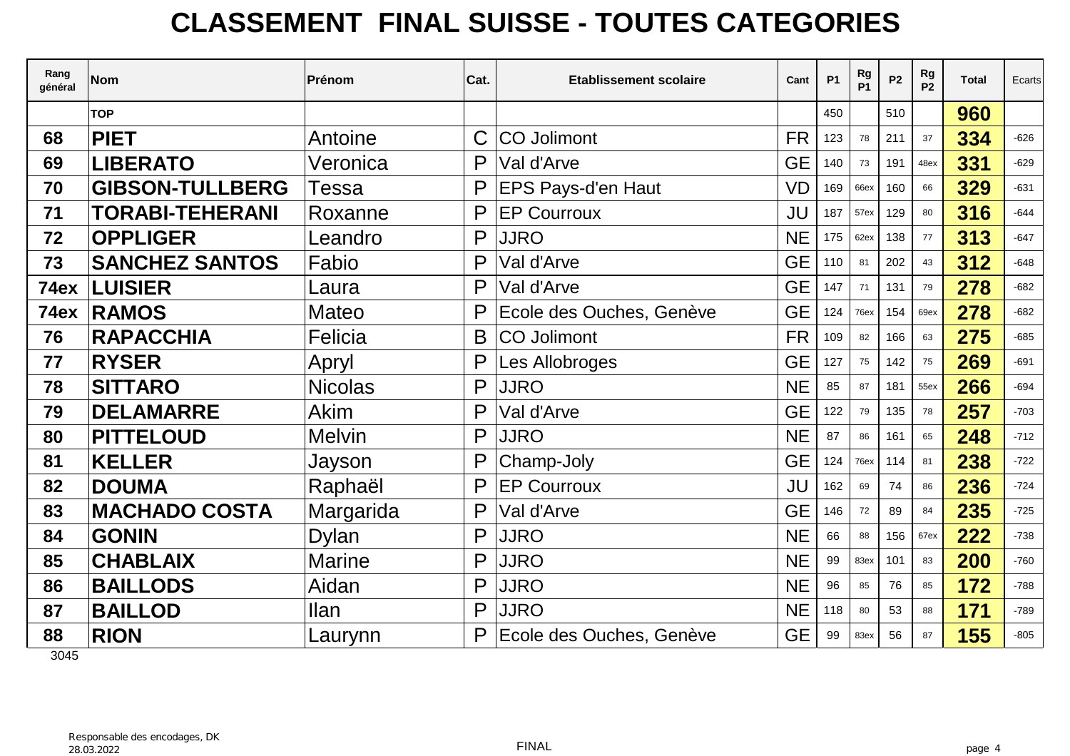# CLASSEMENT FINAL SUISSE - TOUTES CATEGORIES

| Rang général | Nom | Prénom | Cat. | Etablissement scolaire | Cant | P1 | Rg P1 | P2 | Rg P2 | Total | Ecarts |
|---|---|---|---|---|---|---|---|---|---|---|---|
| | **TOP** | | | | | 450 | | 510 | | **960** | |
| **68** | **PIET** | Antoine | C | CO Jolimont | FR | 123 | 78 | 211 | 37 | **334** | -626 |
| **69** | **LIBERATO** | Veronica | P | Val d'Arve | GE | 140 | 73 | 191 | 48ex | **331** | -629 |
| **70** | **GIBSON-TULLBERG** | Tessa | P | EPS Pays-d'en Haut | VD | 169 | 66ex | 160 | 66 | **329** | -631 |
| **71** | **TORABI-TEHERANI** | Roxanne | P | EP Courroux | JU | 187 | 57ex | 129 | 80 | **316** | -644 |
| **72** | **OPPLIGER** | Leandro | P | JJRO | NE | 175 | 62ex | 138 | 77 | **313** | -647 |
| **73** | **SANCHEZ SANTOS** | Fabio | P | Val d'Arve | GE | 110 | 81 | 202 | 43 | **312** | -648 |
| **74ex** | **LUISIER** | Laura | P | Val d'Arve | GE | 147 | 71 | 131 | 79 | **278** | -682 |
| **74ex** | **RAMOS** | Mateo | P | Ecole des Ouches, Genève | GE | 124 | 76ex | 154 | 69ex | **278** | -682 |
| **76** | **RAPACCHIA** | Felicia | B | CO Jolimont | FR | 109 | 82 | 166 | 63 | **275** | -685 |
| **77** | **RYSER** | Apryl | P | Les Allobroges | GE | 127 | 75 | 142 | 75 | **269** | -691 |
| **78** | **SITTARO** | Nicolas | P | JJRO | NE | 85 | 87 | 181 | 55ex | **266** | -694 |
| **79** | **DELAMARRE** | Akim | P | Val d'Arve | GE | 122 | 79 | 135 | 78 | **257** | -703 |
| **80** | **PITTELOUD** | Melvin | P | JJRO | NE | 87 | 86 | 161 | 65 | **248** | -712 |
| **81** | **KELLER** | Jayson | P | Champ-Joly | GE | 124 | 76ex | 114 | 81 | **238** | -722 |
| **82** | **DOUMA** | Raphaël | P | EP Courroux | JU | 162 | 69 | 74 | 86 | **236** | -724 |
| **83** | **MACHADO COSTA** | Margarida | P | Val d'Arve | GE | 146 | 72 | 89 | 84 | **235** | -725 |
| **84** | **GONIN** | Dylan | P | JJRO | NE | 66 | 88 | 156 | 67ex | **222** | -738 |
| **85** | **CHABLAIX** | Marine | P | JJRO | NE | 99 | 83ex | 101 | 83 | **200** | -760 |
| **86** | **BAILLODS** | Aidan | P | JJRO | NE | 96 | 85 | 76 | 85 | **172** | -788 |
| **87** | **BAILLOD** | Ilan | P | JJRO | NE | 118 | 80 | 53 | 88 | **171** | -789 |
| **88** | **RION** | Laurynn | P | Ecole des Ouches, Genève | GE | 99 | 83ex | 56 | 87 | **155** | -805 |

3045

Responsable des encodages, DK
28.03.2022

FINAL